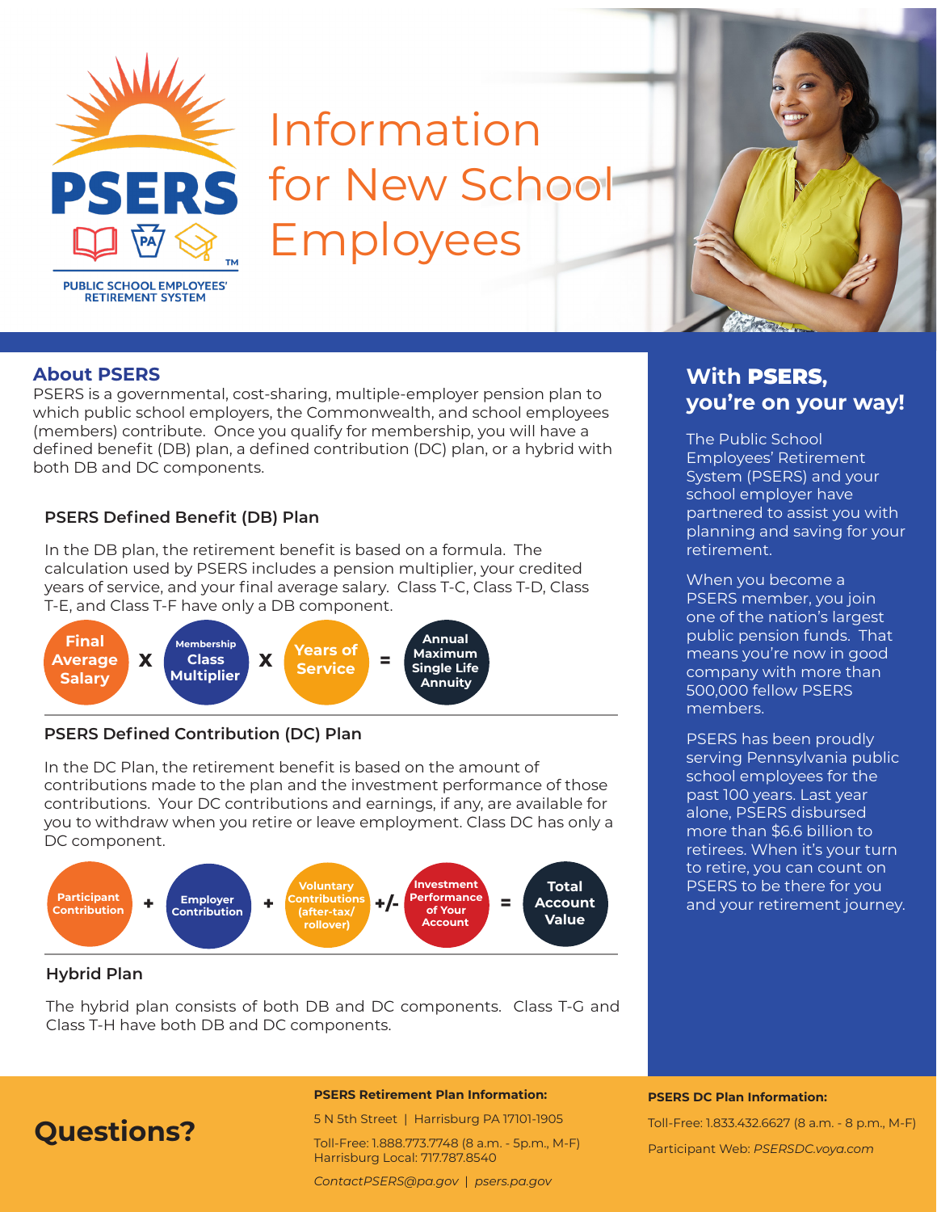PSERS

PUBLIC SCHOOL EMPLOYEES' RETIREMENT SYSTEM

# Information for New School Employees

## About PSERS

PSERS is a governmental, cost-sharing, multiple-employer pension plan to which public school employers, the Commonwealth, and school employees (members) contribute. Once you qualify for membership, you will have a defined benefit (DB) plan, a defined contribution (DC) plan, or a hybrid with both DB and DC components.

### PSERS Defined Benefit (DB) Plan

In the DB plan, the retirement benefit is based on a formula. The calculation used by PSERS includes a pension multiplier, your credited years of service, and your final average salary. Class T-C, Class T-D, Class T-E, and Class T-F have only a DB component.

Final Average Salary x Membership Class Multiplier x Years of Service = Annual Maximum Single Life Annuity

### PSERS Defined Contribution (DC) Plan

In the DC Plan, the retirement benefit is based on the amount of contributions made to the plan and the investment performance of those contributions. Your DC contributions and earnings, if any, are available for you to withdraw when you retire or leave employment. Class DC has only a DC component.

Participant Contribution + Employer Contribution + Voluntary Contributions (after-tax/ rollover) +/- Investment Performance of Your Account = Total Account Value

### Hybrid Plan

The hybrid plan consists of both DB and DC components. Class T-G and Class T-H have both DB and DC components.

## With **PSERS**, you're on your way!

The Public School Employees' Retirement System (PSERS) and your school employer have partnered to assist you with planning and saving for your retirement.

When you become a PSERS member, you join one of the nation's largest public pension funds. That means you're now in good company with more than 500,000 fellow PSERS members.

PSERS has been proudly serving Pennsylvania public school employees for the past 100 years. Last year alone, PSERS disbursed more than $6.6 billion to retirees. When it's your turn to retire, you can count on PSERS to be there for you and your retirement journey.

## Questions?

**PSERS Retirement Plan Information:**

5 N 5th Street | Harrisburg PA 17101-1905

Toll-Free: 1.888.773.7748 (8 a.m. - 5p.m., M-F)
Harrisburg Local: 717.787.8540

*ContactPSERS@pa.gov* | *psers.pa.gov*

**PSERS DC Plan Information:**

Toll-Free: 1.833.432.6627 (8 a.m. - 8 p.m., M-F)

Participant Web: *PSERSDC.voya.com*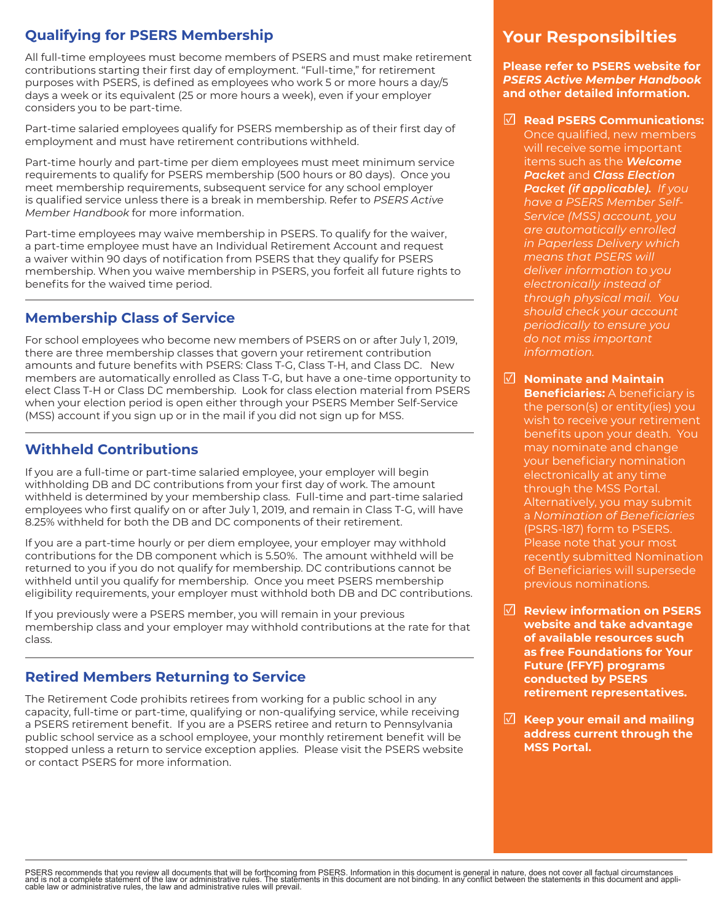## Qualifying for PSERS Membership

All full-time employees must become members of PSERS and must make retirement contributions starting their first day of employment. "Full-time," for retirement purposes with PSERS, is defined as employees who work 5 or more hours a day/5 days a week or its equivalent (25 or more hours a week), even if your employer considers you to be part-time.

Part-time salaried employees qualify for PSERS membership as of their first day of employment and must have retirement contributions withheld.

Part-time hourly and part-time per diem employees must meet minimum service requirements to qualify for PSERS membership (500 hours or 80 days). Once you meet membership requirements, subsequent service for any school employer is qualified service unless there is a break in membership. Refer to *PSERS Active Member Handbook* for more information.

Part-time employees may waive membership in PSERS. To qualify for the waiver, a part-time employee must have an Individual Retirement Account and request a waiver within 90 days of notification from PSERS that they qualify for PSERS membership. When you waive membership in PSERS, you forfeit all future rights to benefits for the waived time period.

## Membership Class of Service

For school employees who become new members of PSERS on or after July 1, 2019, there are three membership classes that govern your retirement contribution amounts and future benefits with PSERS: Class T-G, Class T-H, and Class DC. New members are automatically enrolled as Class T-G, but have a one-time opportunity to elect Class T-H or Class DC membership. Look for class election material from PSERS when your election period is open either through your PSERS Member Self-Service (MSS) account if you sign up or in the mail if you did not sign up for MSS.

## Withheld Contributions

If you are a full-time or part-time salaried employee, your employer will begin withholding DB and DC contributions from your first day of work. The amount withheld is determined by your membership class. Full-time and part-time salaried employees who first qualify on or after July 1, 2019, and remain in Class T-G, will have 8.25% withheld for both the DB and DC components of their retirement.

If you are a part-time hourly or per diem employee, your employer may withhold contributions for the DB component which is 5.50%. The amount withheld will be returned to you if you do not qualify for membership. DC contributions cannot be withheld until you qualify for membership. Once you meet PSERS membership eligibility requirements, your employer must withhold both DB and DC contributions.

If you previously were a PSERS member, you will remain in your previous membership class and your employer may withhold contributions at the rate for that class.

## Retired Members Returning to Service

The Retirement Code prohibits retirees from working for a public school in any capacity, full-time or part-time, qualifying or non-qualifying service, while receiving a PSERS retirement benefit. If you are a PSERS retiree and return to Pennsylvania public school service as a school employee, your monthly retirement benefit will be stopped unless a return to service exception applies. Please visit the PSERS website or contact PSERS for more information.

## Your Responsibilties

**Please refer to PSERS website for *PSERS Active Member Handbook* and other detailed information.**

- ☑ **Read PSERS Communications:** Once qualified, new members will receive some important items such as the ***Welcome Packet*** and ***Class Election Packet (if applicable).*** *If you have a PSERS Member Self-Service (MSS) account, you are automatically enrolled in Paperless Delivery which means that PSERS will deliver information to you electronically instead of through physical mail. You should check your account periodically to ensure you do not miss important information.*
- ☑ **Nominate and Maintain Beneficiaries:** A beneficiary is the person(s) or entity(ies) you wish to receive your retirement benefits upon your death. You may nominate and change your beneficiary nomination electronically at any time through the MSS Portal. Alternatively, you may submit a *Nomination of Beneficiaries* (PSRS-187) form to PSERS. Please note that your most recently submitted Nomination of Beneficiaries will supersede previous nominations.
- ☑ **Review information on PSERS website and take advantage of available resources such as free Foundations for Your Future (FFYF) programs conducted by PSERS retirement representatives.**
- ☑ **Keep your email and mailing address current through the MSS Portal.**

PSERS recommends that you review all documents that will be forthcoming from PSERS. Information in this document is general in nature, does not cover all factual circumstances and is not a complete statement of the law or administrative rules. The statements in this document are not binding. In any conflict between the statements in this document and applicable law or administrative rules, the law and administrative rules will prevail.